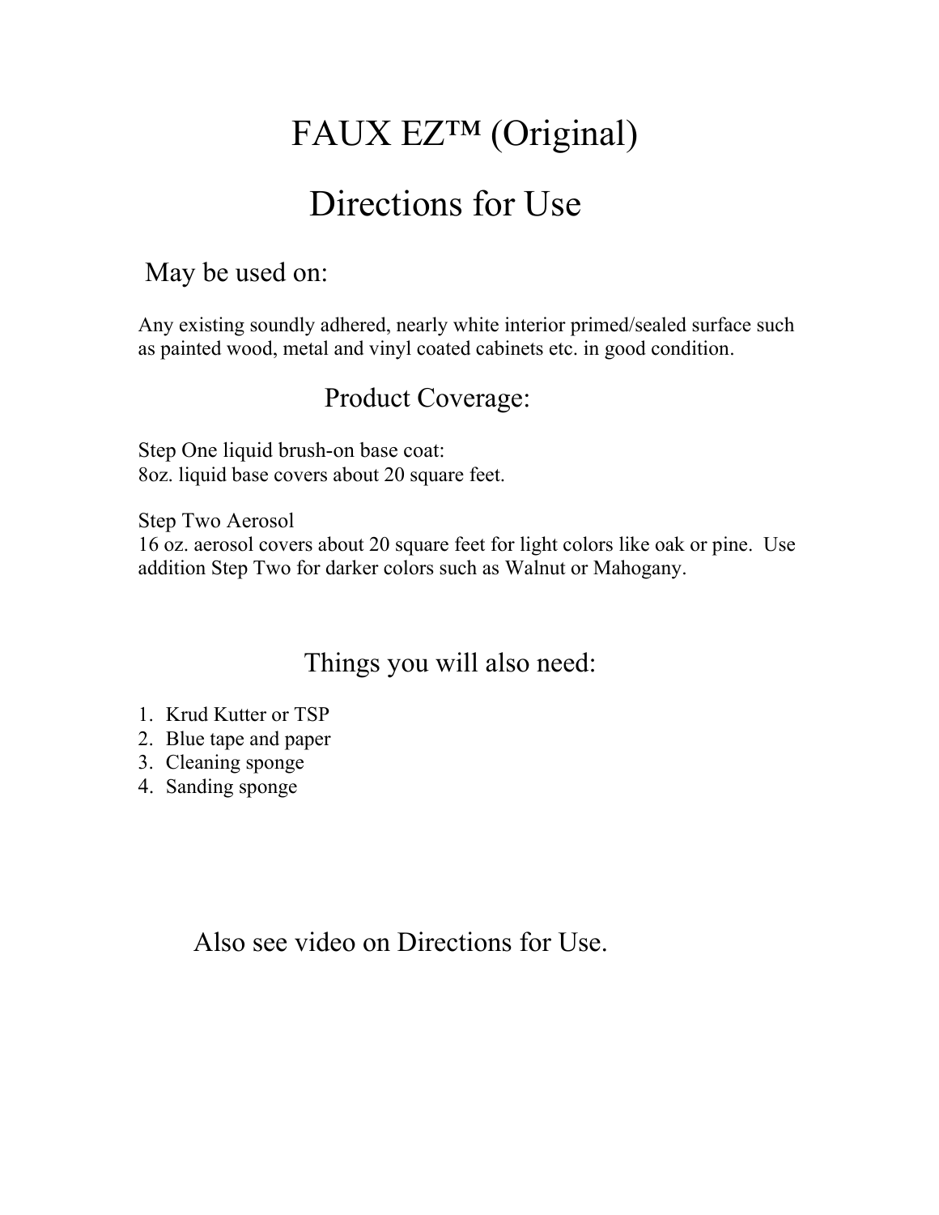# FAUX EZ™ (Original)

# Directions for Use

## May be used on:

Any existing soundly adhered, nearly white interior primed/sealed surface such as painted wood, metal and vinyl coated cabinets etc. in good condition.

## Product Coverage:

Step One liquid brush-on base coat:
8oz. liquid base covers about 20 square feet.

Step Two Aerosol
16 oz. aerosol covers about 20 square feet for light colors like oak or pine. Use addition Step Two for darker colors such as Walnut or Mahogany.

## Things you will also need:

1. Krud Kutter or TSP
2. Blue tape and paper
3. Cleaning sponge
4. Sanding sponge

## Also see video on Directions for Use.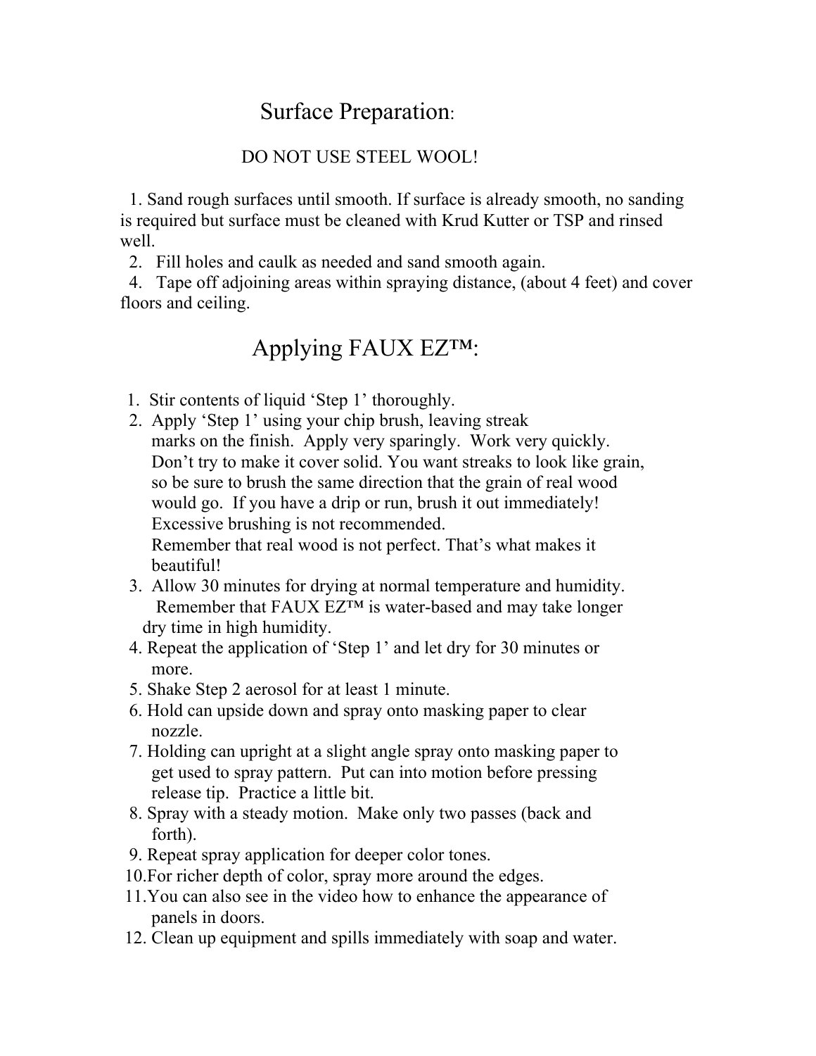## Surface Preparation:

DO NOT USE STEEL WOOL!

1. Sand rough surfaces until smooth. If surface is already smooth, no sanding is required but surface must be cleaned with Krud Kutter or TSP and rinsed well.
2. Fill holes and caulk as needed and sand smooth again.
4. Tape off adjoining areas within spraying distance, (about 4 feet) and cover floors and ceiling.

## Applying FAUX EZ™:

1. Stir contents of liquid 'Step 1' thoroughly.
2. Apply 'Step 1' using your chip brush, leaving streak marks on the finish. Apply very sparingly. Work very quickly. Don't try to make it cover solid. You want streaks to look like grain, so be sure to brush the same direction that the grain of real wood would go. If you have a drip or run, brush it out immediately! Excessive brushing is not recommended.
   Remember that real wood is not perfect. That's what makes it beautiful!
3. Allow 30 minutes for drying at normal temperature and humidity. Remember that FAUX EZ™ is water-based and may take longer dry time in high humidity.
4. Repeat the application of 'Step 1' and let dry for 30 minutes or more.
5. Shake Step 2 aerosol for at least 1 minute.
6. Hold can upside down and spray onto masking paper to clear nozzle.
7. Holding can upright at a slight angle spray onto masking paper to get used to spray pattern. Put can into motion before pressing release tip. Practice a little bit.
8. Spray with a steady motion. Make only two passes (back and forth).
9. Repeat spray application for deeper color tones.
10. For richer depth of color, spray more around the edges.
11. You can also see in the video how to enhance the appearance of panels in doors.
12. Clean up equipment and spills immediately with soap and water.